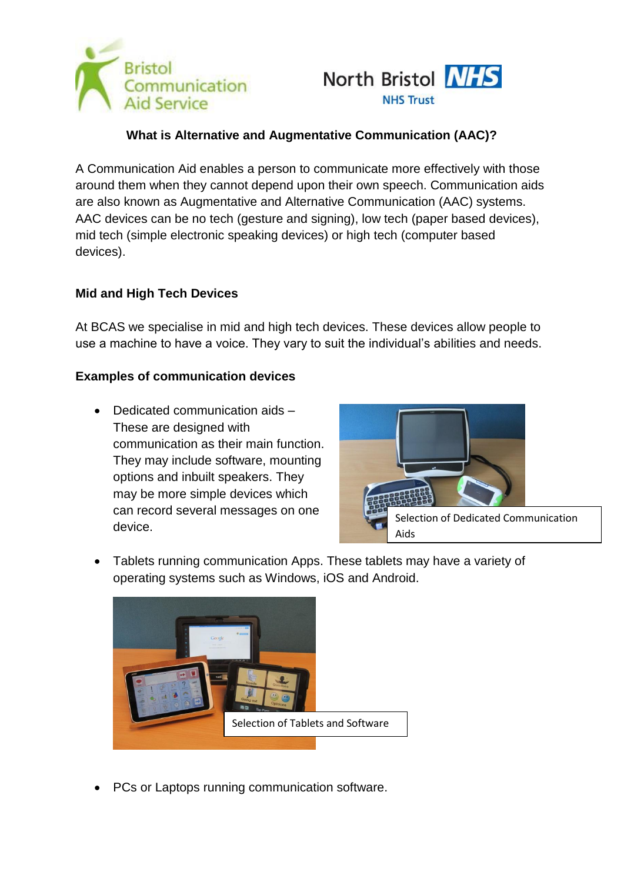**What is Alternative and Augmentative Communication (AAC)?**

A Communication Aid enables a person to communicate more effectively with those around them when they cannot depend upon their own speech. Communication aids are also known as Augmentative and Alternative Communication (AAC) systems. AAC devices can be no tech (gesture and signing), low tech (paper based devices), mid tech (simple electronic speaking devices) or high tech (computer based devices).

**Mid and High Tech Devices**

At BCAS we specialise in mid and high tech devices. These devices allow people to use a machine to have a voice. They vary to suit the individual's abilities and needs.

**Examples of communication devices**

- Dedicated communication aids – These are designed with communication as their main function. They may include software, mounting options and inbuilt speakers. They may be more simple devices which can record several messages on one device.

Selection of Dedicated Communication Aids

- Tablets running communication Apps. These tablets may have a variety of operating systems such as Windows, iOS and Android.

Selection of Tablets and Software

- PCs or Laptops running communication software.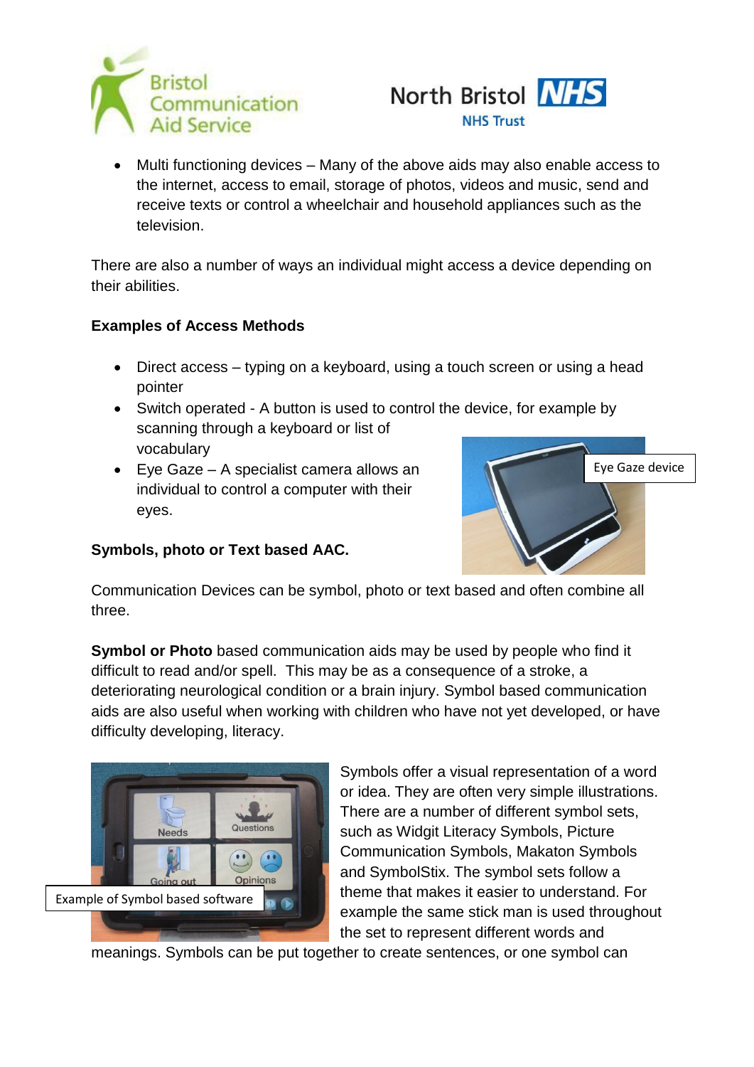- Multi functioning devices – Many of the above aids may also enable access to the internet, access to email, storage of photos, videos and music, send and receive texts or control a wheelchair and household appliances such as the television.

There are also a number of ways an individual might access a device depending on their abilities.

**Examples of Access Methods**

- Direct access – typing on a keyboard, using a touch screen or using a head pointer
- Switch operated - A button is used to control the device, for example by scanning through a keyboard or list of vocabulary
- Eye Gaze – A specialist camera allows an individual to control a computer with their eyes.

Eye Gaze device

**Symbols, photo or Text based AAC.**

Communication Devices can be symbol, photo or text based and often combine all three.

**Symbol or Photo** based communication aids may be used by people who find it difficult to read and/or spell. This may be as a consequence of a stroke, a deteriorating neurological condition or a brain injury. Symbol based communication aids are also useful when working with children who have not yet developed, or have difficulty developing, literacy.

Example of Symbol based software

Symbols offer a visual representation of a word or idea. They are often very simple illustrations. There are a number of different symbol sets, such as Widgit Literacy Symbols, Picture Communication Symbols, Makaton Symbols and SymbolStix. The symbol sets follow a theme that makes it easier to understand. For example the same stick man is used throughout the set to represent different words and meanings. Symbols can be put together to create sentences, or one symbol can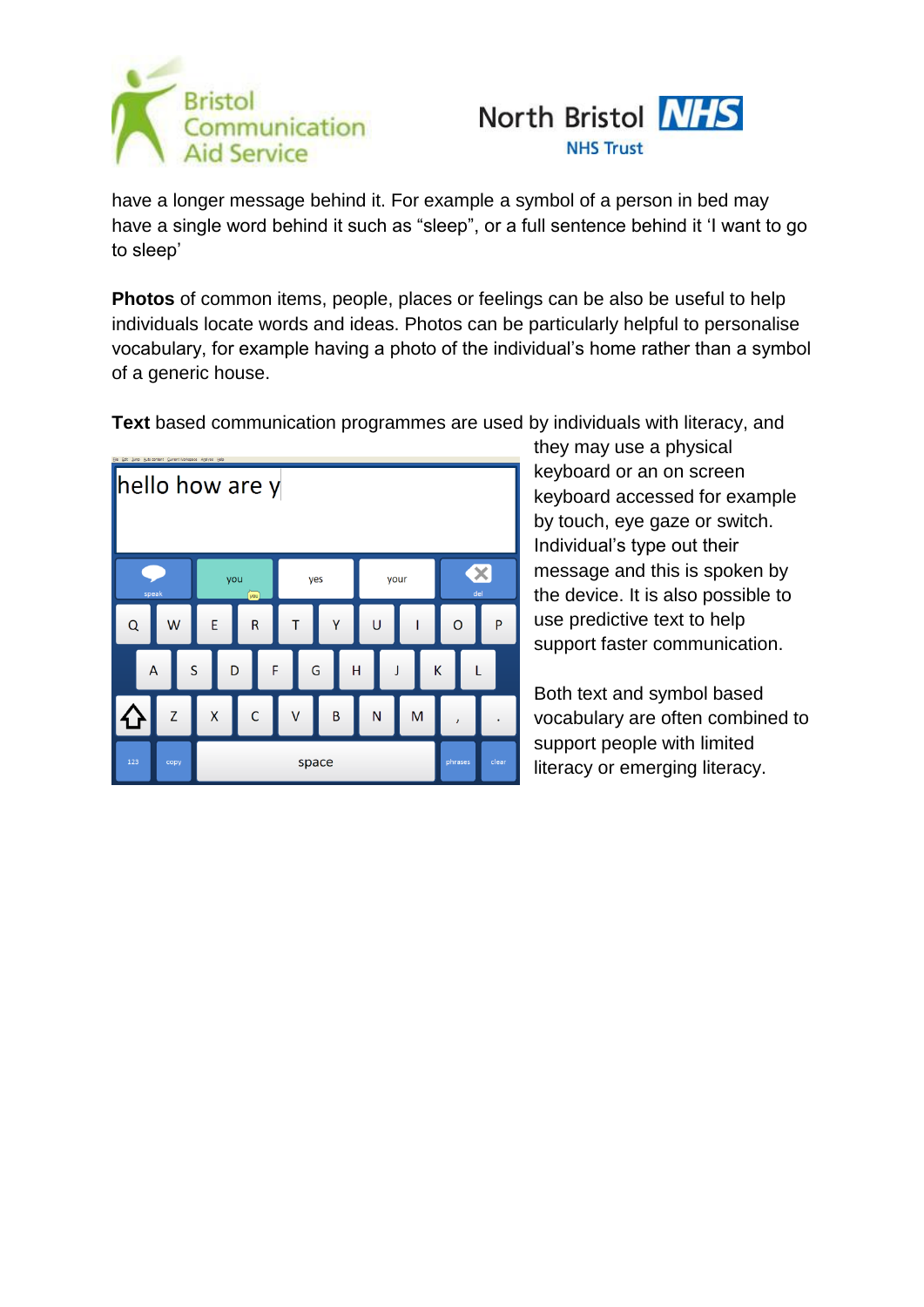have a longer message behind it. For example a symbol of a person in bed may have a single word behind it such as “sleep”, or a full sentence behind it ‘I want to go to sleep’

**Photos** of common items, people, places or feelings can be also be useful to help individuals locate words and ideas. Photos can be particularly helpful to personalise vocabulary, for example having a photo of the individual’s home rather than a symbol of a generic house.

**Text** based communication programmes are used by individuals with literacy, and they may use a physical keyboard or an on screen keyboard accessed for example by touch, eye gaze or switch. Individual’s type out their message and this is spoken by the device. It is also possible to use predictive text to help support faster communication.

Both text and symbol based vocabulary are often combined to support people with limited literacy or emerging literacy.